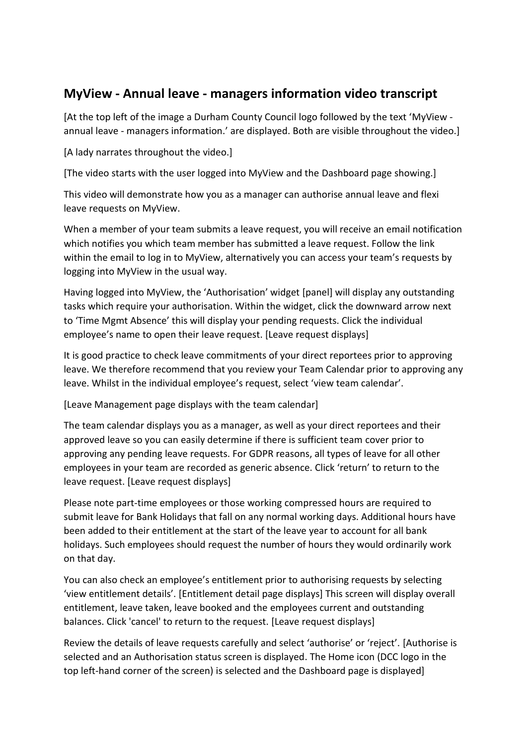## MyView - Annual leave - managers information video transcript

[At the top left of the image a Durham County Council logo followed by the text 'MyView - annual leave - managers information.' are displayed. Both are visible throughout the video.]

[A lady narrates throughout the video.]

[The video starts with the user logged into MyView and the Dashboard page showing.]

This video will demonstrate how you as a manager can authorise annual leave and flexi leave requests on MyView.

When a member of your team submits a leave request, you will receive an email notification which notifies you which team member has submitted a leave request. Follow the link within the email to log in to MyView, alternatively you can access your team's requests by logging into MyView in the usual way.

Having logged into MyView, the 'Authorisation' widget [panel] will display any outstanding tasks which require your authorisation. Within the widget, click the downward arrow next to 'Time Mgmt Absence' this will display your pending requests. Click the individual employee's name to open their leave request. [Leave request displays]

It is good practice to check leave commitments of your direct reportees prior to approving leave. We therefore recommend that you review your Team Calendar prior to approving any leave. Whilst in the individual employee's request, select 'view team calendar'.

[Leave Management page displays with the team calendar]

The team calendar displays you as a manager, as well as your direct reportees and their approved leave so you can easily determine if there is sufficient team cover prior to approving any pending leave requests. For GDPR reasons, all types of leave for all other employees in your team are recorded as generic absence. Click 'return' to return to the leave request. [Leave request displays]

Please note part-time employees or those working compressed hours are required to submit leave for Bank Holidays that fall on any normal working days. Additional hours have been added to their entitlement at the start of the leave year to account for all bank holidays. Such employees should request the number of hours they would ordinarily work on that day.

You can also check an employee's entitlement prior to authorising requests by selecting 'view entitlement details'. [Entitlement detail page displays] This screen will display overall entitlement, leave taken, leave booked and the employees current and outstanding balances. Click 'cancel' to return to the request. [Leave request displays]

Review the details of leave requests carefully and select 'authorise' or 'reject'. [Authorise is selected and an Authorisation status screen is displayed. The Home icon (DCC logo in the top left-hand corner of the screen) is selected and the Dashboard page is displayed]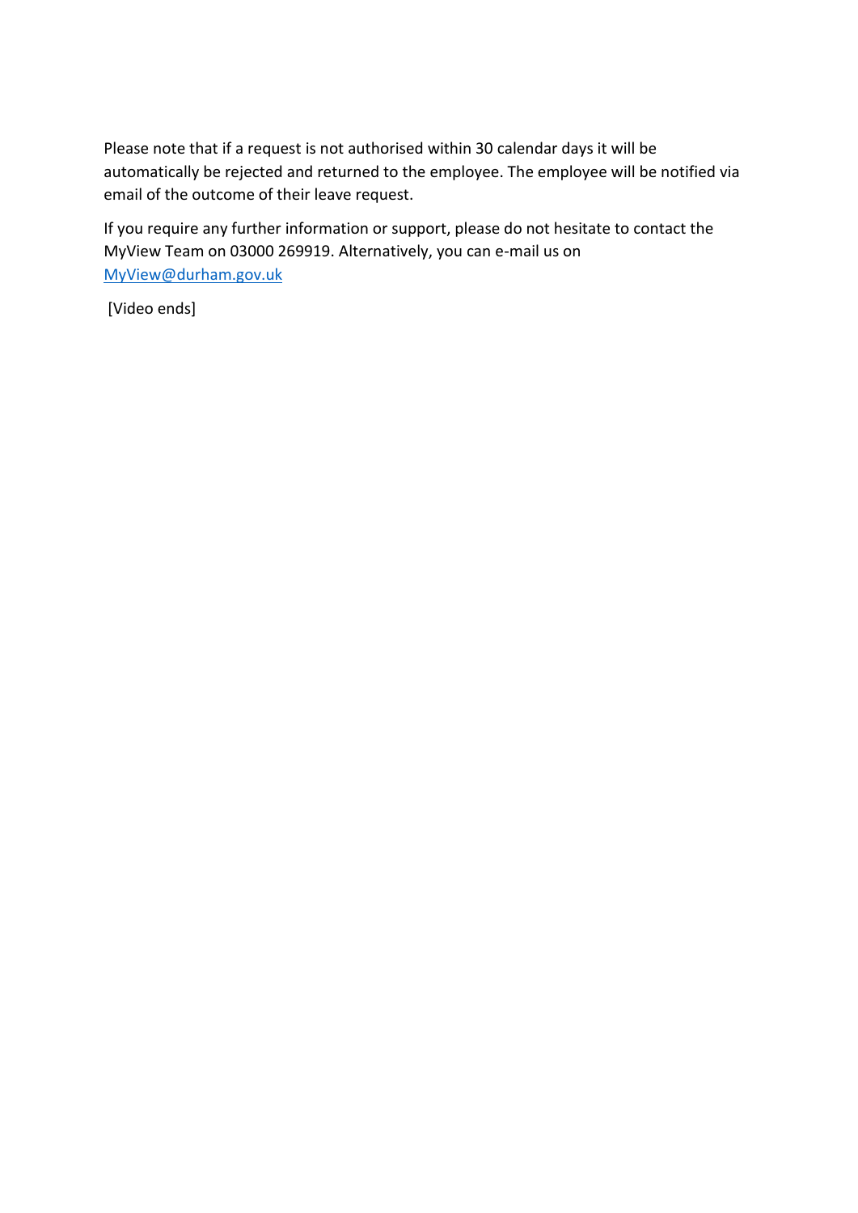Please note that if a request is not authorised within 30 calendar days it will be automatically be rejected and returned to the employee. The employee will be notified via email of the outcome of their leave request.

If you require any further information or support, please do not hesitate to contact the MyView Team on 03000 269919. Alternatively, you can e-mail us on [MyView@durham.gov.uk](mailto:MyView@durham.gov.uk)

[Video ends]